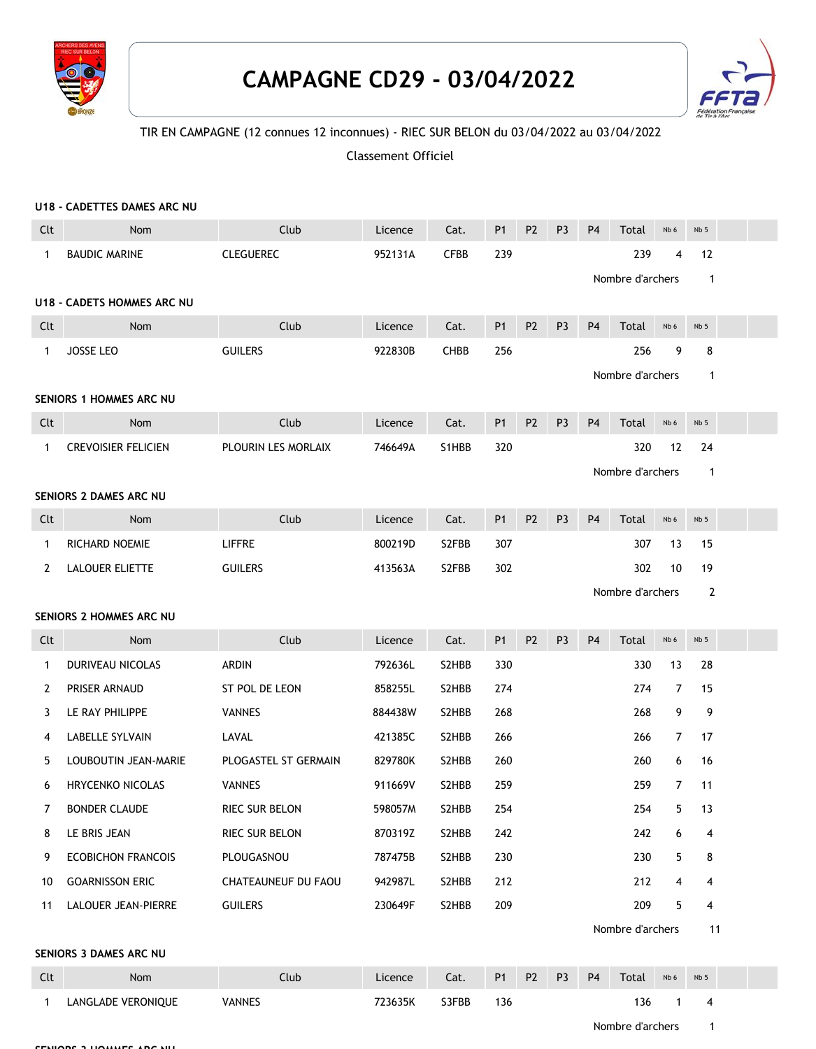# CAMPAGNE CD29 - 03/04/2022

TIR EN CAMPAGNE (12 connues 12 inconnues) - RIEC SUR BELON du 03/04/2022 au 03/04/2022

Classement Officiel

### U18 - CADETTES DAMES ARC NU

| Clt | Nom | Club | Licence | Cat. | P1 | P2 | P3 | P4 | Total | Nb 6 | Nb 5 |
|---|---|---|---|---|---|---|---|---|---|---|---|
| 1 | BAUDIC MARINE | CLEGUEREC | 952131A | CFBB | 239 | | | | 239 | 4 | 12 |

Nombre d'archers 1

### U18 - CADETS HOMMES ARC NU

| Clt | Nom | Club | Licence | Cat. | P1 | P2 | P3 | P4 | Total | Nb 6 | Nb 5 |
|---|---|---|---|---|---|---|---|---|---|---|---|
| 1 | JOSSE LEO | GUILERS | 922830B | CHBB | 256 | | | | 256 | 9 | 8 |

Nombre d'archers 1

### SENIORS 1 HOMMES ARC NU

| Clt | Nom | Club | Licence | Cat. | P1 | P2 | P3 | P4 | Total | Nb 6 | Nb 5 |
|---|---|---|---|---|---|---|---|---|---|---|---|
| 1 | CREVOISIER FELICIEN | PLOURIN LES MORLAIX | 746649A | S1HBB | 320 | | | | 320 | 12 | 24 |

Nombre d'archers 1

### SENIORS 2 DAMES ARC NU

| Clt | Nom | Club | Licence | Cat. | P1 | P2 | P3 | P4 | Total | Nb 6 | Nb 5 |
|---|---|---|---|---|---|---|---|---|---|---|---|
| 1 | RICHARD NOEMIE | LIFFRE | 800219D | S2FBB | 307 | | | | 307 | 13 | 15 |
| 2 | LALOUER ELIETTE | GUILERS | 413563A | S2FBB | 302 | | | | 302 | 10 | 19 |

Nombre d'archers 2

### SENIORS 2 HOMMES ARC NU

| Clt | Nom | Club | Licence | Cat. | P1 | P2 | P3 | P4 | Total | Nb 6 | Nb 5 |
|---|---|---|---|---|---|---|---|---|---|---|---|
| 1 | DURIVEAU NICOLAS | ARDIN | 792636L | S2HBB | 330 | | | | 330 | 13 | 28 |
| 2 | PRISER ARNAUD | ST POL DE LEON | 858255L | S2HBB | 274 | | | | 274 | 7 | 15 |
| 3 | LE RAY PHILIPPE | VANNES | 884438W | S2HBB | 268 | | | | 268 | 9 | 9 |
| 4 | LABELLE SYLVAIN | LAVAL | 421385C | S2HBB | 266 | | | | 266 | 7 | 17 |
| 5 | LOUBOUTIN JEAN-MARIE | PLOGASTEL ST GERMAIN | 829780K | S2HBB | 260 | | | | 260 | 6 | 16 |
| 6 | HRYCENKO NICOLAS | VANNES | 911669V | S2HBB | 259 | | | | 259 | 7 | 11 |
| 7 | BONDER CLAUDE | RIEC SUR BELON | 598057M | S2HBB | 254 | | | | 254 | 5 | 13 |
| 8 | LE BRIS JEAN | RIEC SUR BELON | 870319Z | S2HBB | 242 | | | | 242 | 6 | 4 |
| 9 | ECOBICHON FRANCOIS | PLOUGASNOU | 787475B | S2HBB | 230 | | | | 230 | 5 | 8 |
| 10 | GOARNISSON ERIC | CHATEAUNEUF DU FAOU | 942987L | S2HBB | 212 | | | | 212 | 4 | 4 |
| 11 | LALOUER JEAN-PIERRE | GUILERS | 230649F | S2HBB | 209 | | | | 209 | 5 | 4 |

Nombre d'archers 11

### SENIORS 3 DAMES ARC NU

| Clt | Nom | Club | Licence | Cat. | P1 | P2 | P3 | P4 | Total | Nb 6 | Nb 5 |
|---|---|---|---|---|---|---|---|---|---|---|---|
| 1 | LANGLADE VERONIQUE | VANNES | 723635K | S3FBB | 136 | | | | 136 | 1 | 4 |

Nombre d'archers 1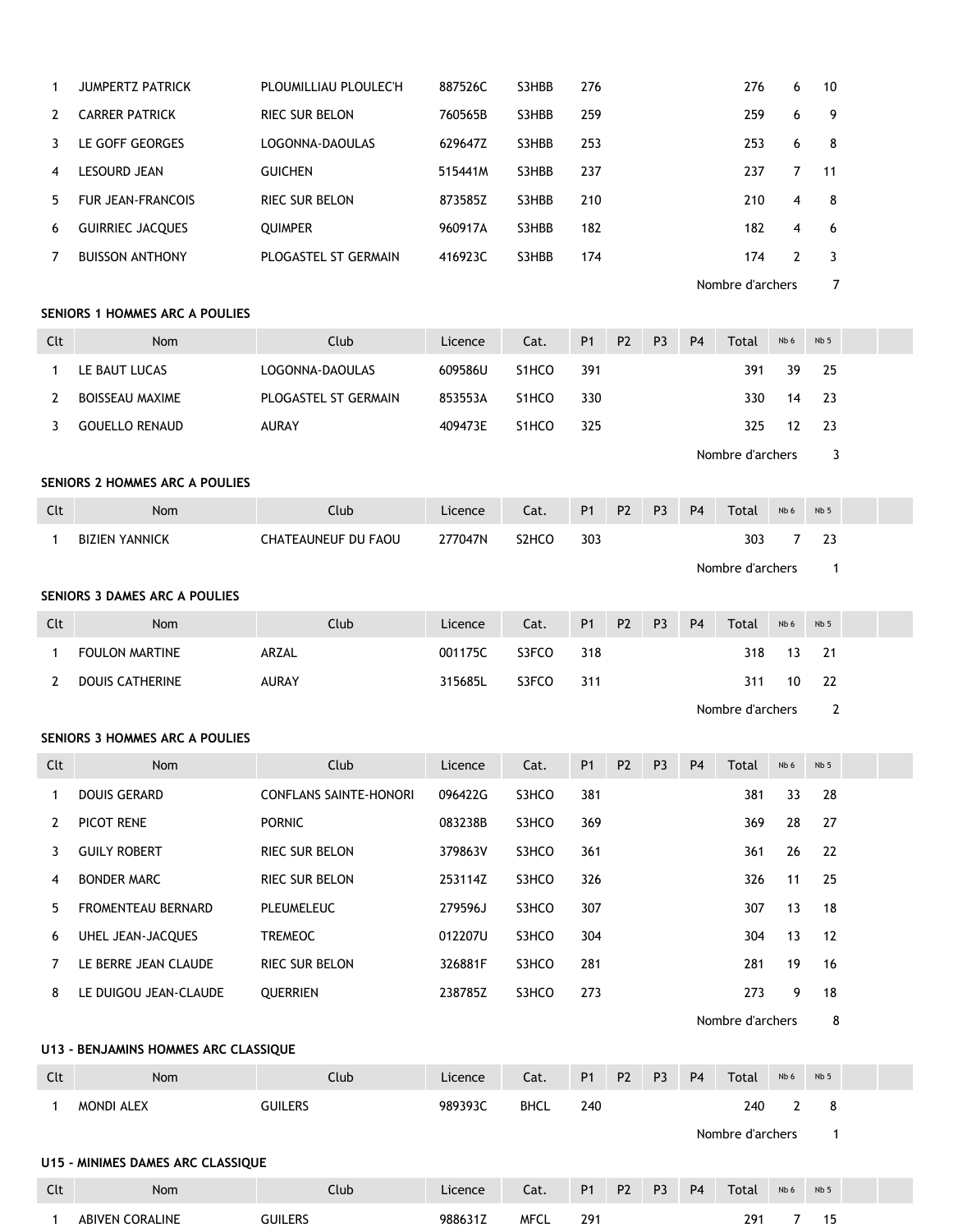| | | | | | | | | | | | | | |
|---|---|---|---|---|---|---|---|---|---|---|---|---|---|
| 1 | JUMPERTZ PATRICK | PLOUMILLIAU PLOULEC'H | 887526C | S3HBB | 276 | | | | 276 | 6 | 10 | | |
| 2 | CARRER PATRICK | RIEC SUR BELON | 760565B | S3HBB | 259 | | | | 259 | 6 | 9 | | |
| 3 | LE GOFF GEORGES | LOGONNA-DAOULAS | 629647Z | S3HBB | 253 | | | | 253 | 6 | 8 | | |
| 4 | LESOURD JEAN | GUICHEN | 515441M | S3HBB | 237 | | | | 237 | 7 | 11 | | |
| 5 | FUR JEAN-FRANCOIS | RIEC SUR BELON | 873585Z | S3HBB | 210 | | | | 210 | 4 | 8 | | |
| 6 | GUIRRIEC JACQUES | QUIMPER | 960917A | S3HBB | 182 | | | | 182 | 4 | 6 | | |
| 7 | BUISSON ANTHONY | PLOGASTEL ST GERMAIN | 416923C | S3HBB | 174 | | | | 174 | 2 | 3 | | |

Nombre d'archers 7

**SENIORS 1 HOMMES ARC A POULIES**

| Clt | Nom | Club | Licence | Cat. | P1 | P2 | P3 | P4 | Total | Nb 6 | Nb 5 | | |
|---|---|---|---|---|---|---|---|---|---|---|---|---|---|
| 1 | LE BAUT LUCAS | LOGONNA-DAOULAS | 609586U | S1HCO | 391 | | | | 391 | 39 | 25 | | |
| 2 | BOISSEAU MAXIME | PLOGASTEL ST GERMAIN | 853553A | S1HCO | 330 | | | | 330 | 14 | 23 | | |
| 3 | GOUELLO RENAUD | AURAY | 409473E | S1HCO | 325 | | | | 325 | 12 | 23 | | |

Nombre d'archers 3

**SENIORS 2 HOMMES ARC A POULIES**

| Clt | Nom | Club | Licence | Cat. | P1 | P2 | P3 | P4 | Total | Nb 6 | Nb 5 | | |
|---|---|---|---|---|---|---|---|---|---|---|---|---|---|
| 1 | BIZIEN YANNICK | CHATEAUNEUF DU FAOU | 277047N | S2HCO | 303 | | | | 303 | 7 | 23 | | |

Nombre d'archers 1

**SENIORS 3 DAMES ARC A POULIES**

| Clt | Nom | Club | Licence | Cat. | P1 | P2 | P3 | P4 | Total | Nb 6 | Nb 5 | | |
|---|---|---|---|---|---|---|---|---|---|---|---|---|---|
| 1 | FOULON MARTINE | ARZAL | 001175C | S3FCO | 318 | | | | 318 | 13 | 21 | | |
| 2 | DOUIS CATHERINE | AURAY | 315685L | S3FCO | 311 | | | | 311 | 10 | 22 | | |

Nombre d'archers 2

**SENIORS 3 HOMMES ARC A POULIES**

| Clt | Nom | Club | Licence | Cat. | P1 | P2 | P3 | P4 | Total | Nb 6 | Nb 5 | | |
|---|---|---|---|---|---|---|---|---|---|---|---|---|---|
| 1 | DOUIS GERARD | CONFLANS SAINTE-HONORI | 096422G | S3HCO | 381 | | | | 381 | 33 | 28 | | |
| 2 | PICOT RENE | PORNIC | 083238B | S3HCO | 369 | | | | 369 | 28 | 27 | | |
| 3 | GUILY ROBERT | RIEC SUR BELON | 379863V | S3HCO | 361 | | | | 361 | 26 | 22 | | |
| 4 | BONDER MARC | RIEC SUR BELON | 253114Z | S3HCO | 326 | | | | 326 | 11 | 25 | | |
| 5 | FROMENTEAU BERNARD | PLEUMELEUC | 279596J | S3HCO | 307 | | | | 307 | 13 | 18 | | |
| 6 | UHEL JEAN-JACQUES | TREMEOC | 012207U | S3HCO | 304 | | | | 304 | 13 | 12 | | |
| 7 | LE BERRE JEAN CLAUDE | RIEC SUR BELON | 326881F | S3HCO | 281 | | | | 281 | 19 | 16 | | |
| 8 | LE DUIGOU JEAN-CLAUDE | QUERRIEN | 238785Z | S3HCO | 273 | | | | 273 | 9 | 18 | | |

Nombre d'archers 8

**U13 - BENJAMINS HOMMES ARC CLASSIQUE**

| Clt | Nom | Club | Licence | Cat. | P1 | P2 | P3 | P4 | Total | Nb 6 | Nb 5 | | |
|---|---|---|---|---|---|---|---|---|---|---|---|---|---|
| 1 | MONDI ALEX | GUILERS | 989393C | BHCL | 240 | | | | 240 | 2 | 8 | | |

Nombre d'archers 1

**U15 - MINIMES DAMES ARC CLASSIQUE**

| Clt | Nom | Club | Licence | Cat. | P1 | P2 | P3 | P4 | Total | Nb 6 | Nb 5 | | |
|---|---|---|---|---|---|---|---|---|---|---|---|---|---|
| 1 | ABIVEN CORALINE | GUILERS | 988631Z | MFCL | 291 | | | | 291 | 7 | 15 | | |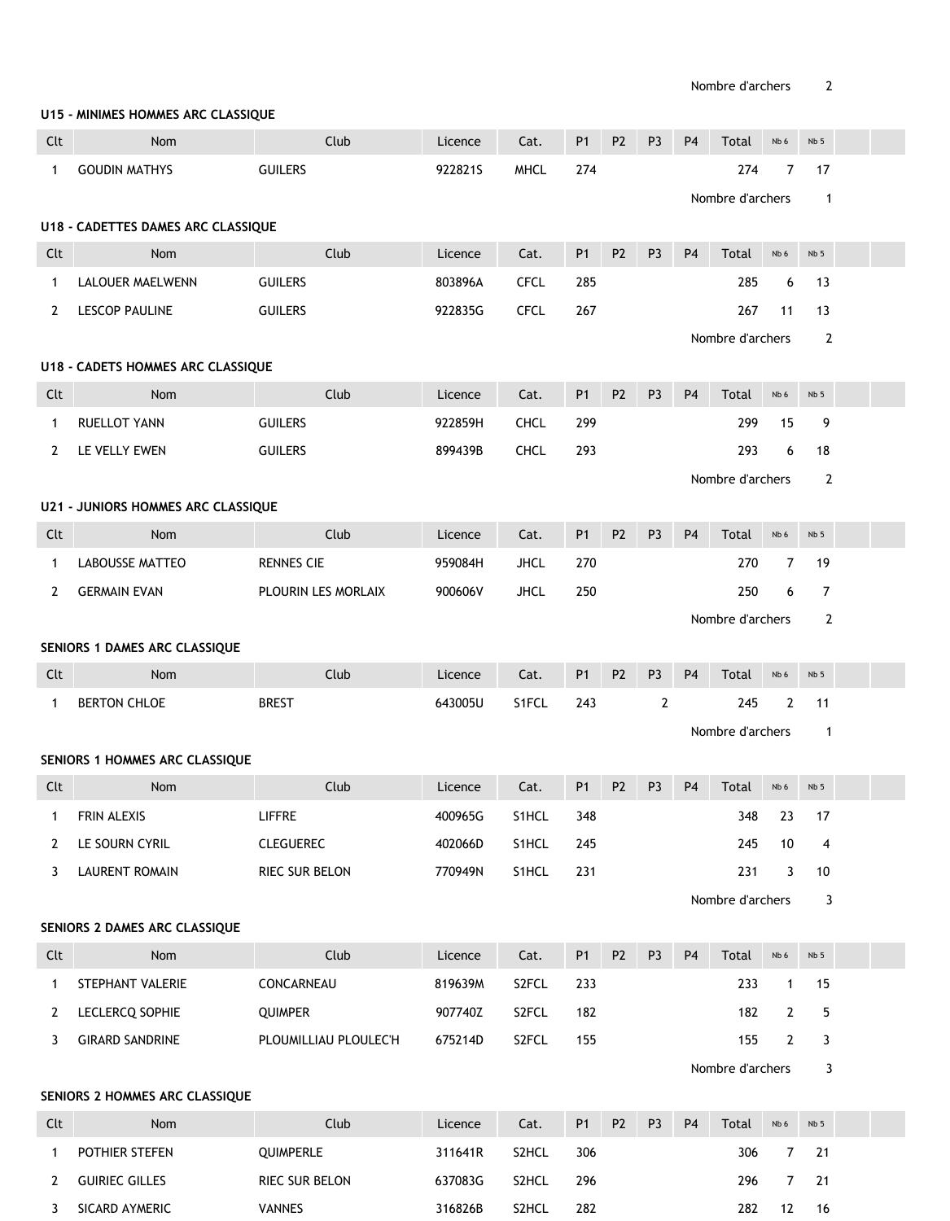Nombre d'archers 2

**U15 - MINIMES HOMMES ARC CLASSIQUE**

| Clt | Nom | Club | Licence | Cat. | P1 | P2 | P3 | P4 | Total | Nb 6 | Nb 5 | | |
|---|---|---|---|---|---|---|---|---|---|---|---|---|---|
| 1 | GOUDIN MATHYS | GUILERS | 922821S | MHCL | 274 | | | | 274 | 7 | 17 | | |

Nombre d'archers 1

**U18 - CADETTES DAMES ARC CLASSIQUE**

| Clt | Nom | Club | Licence | Cat. | P1 | P2 | P3 | P4 | Total | Nb 6 | Nb 5 | | |
|---|---|---|---|---|---|---|---|---|---|---|---|---|---|
| 1 | LALOUER MAELWENN | GUILERS | 803896A | CFCL | 285 | | | | 285 | 6 | 13 | | |
| 2 | LESCOP PAULINE | GUILERS | 922835G | CFCL | 267 | | | | 267 | 11 | 13 | | |

Nombre d'archers 2

**U18 - CADETS HOMMES ARC CLASSIQUE**

| Clt | Nom | Club | Licence | Cat. | P1 | P2 | P3 | P4 | Total | Nb 6 | Nb 5 | | |
|---|---|---|---|---|---|---|---|---|---|---|---|---|---|
| 1 | RUELLOT YANN | GUILERS | 922859H | CHCL | 299 | | | | 299 | 15 | 9 | | |
| 2 | LE VELLY EWEN | GUILERS | 899439B | CHCL | 293 | | | | 293 | 6 | 18 | | |

Nombre d'archers 2

**U21 - JUNIORS HOMMES ARC CLASSIQUE**

| Clt | Nom | Club | Licence | Cat. | P1 | P2 | P3 | P4 | Total | Nb 6 | Nb 5 | | |
|---|---|---|---|---|---|---|---|---|---|---|---|---|---|
| 1 | LABOUSSE MATTEO | RENNES CIE | 959084H | JHCL | 270 | | | | 270 | 7 | 19 | | |
| 2 | GERMAIN EVAN | PLOURIN LES MORLAIX | 900606V | JHCL | 250 | | | | 250 | 6 | 7 | | |

Nombre d'archers 2

**SENIORS 1 DAMES ARC CLASSIQUE**

| Clt | Nom | Club | Licence | Cat. | P1 | P2 | P3 | P4 | Total | Nb 6 | Nb 5 | | |
|---|---|---|---|---|---|---|---|---|---|---|---|---|---|
| 1 | BERTON CHLOE | BREST | 643005U | S1FCL | 243 | | 2 | | 245 | 2 | 11 | | |

Nombre d'archers 1

**SENIORS 1 HOMMES ARC CLASSIQUE**

| Clt | Nom | Club | Licence | Cat. | P1 | P2 | P3 | P4 | Total | Nb 6 | Nb 5 | | |
|---|---|---|---|---|---|---|---|---|---|---|---|---|---|
| 1 | FRIN ALEXIS | LIFFRE | 400965G | S1HCL | 348 | | | | 348 | 23 | 17 | | |
| 2 | LE SOURN CYRIL | CLEGUEREC | 402066D | S1HCL | 245 | | | | 245 | 10 | 4 | | |
| 3 | LAURENT ROMAIN | RIEC SUR BELON | 770949N | S1HCL | 231 | | | | 231 | 3 | 10 | | |

Nombre d'archers 3

**SENIORS 2 DAMES ARC CLASSIQUE**

| Clt | Nom | Club | Licence | Cat. | P1 | P2 | P3 | P4 | Total | Nb 6 | Nb 5 | | |
|---|---|---|---|---|---|---|---|---|---|---|---|---|---|
| 1 | STEPHANT VALERIE | CONCARNEAU | 819639M | S2FCL | 233 | | | | 233 | 1 | 15 | | |
| 2 | LECLERCQ SOPHIE | QUIMPER | 907740Z | S2FCL | 182 | | | | 182 | 2 | 5 | | |
| 3 | GIRARD SANDRINE | PLOUMILLIAU PLOULEC'H | 675214D | S2FCL | 155 | | | | 155 | 2 | 3 | | |

Nombre d'archers 3

**SENIORS 2 HOMMES ARC CLASSIQUE**

| Clt | Nom | Club | Licence | Cat. | P1 | P2 | P3 | P4 | Total | Nb 6 | Nb 5 | | |
|---|---|---|---|---|---|---|---|---|---|---|---|---|---|
| 1 | POTHIER STEFEN | QUIMPERLE | 311641R | S2HCL | 306 | | | | 306 | 7 | 21 | | |
| 2 | GUIRIEC GILLES | RIEC SUR BELON | 637083G | S2HCL | 296 | | | | 296 | 7 | 21 | | |
| 3 | SICARD AYMERIC | VANNES | 316826B | S2HCL | 282 | | | | 282 | 12 | 16 | | |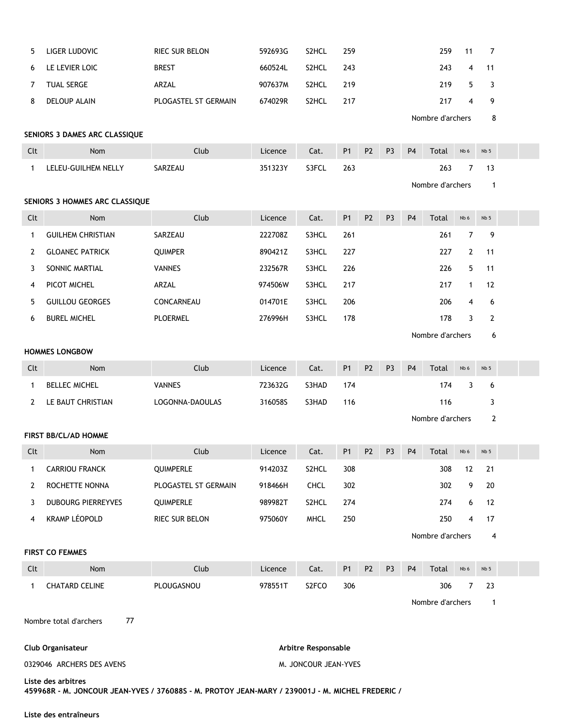| | | | | | | | | | | | | | |
|---|---|---|---|---|---|---|---|---|---|---|---|---|---|
| 5 | LIGER LUDOVIC | RIEC SUR BELON | 592693G | S2HCL | 259 | | | | 259 | 11 | 7 | | |
| 6 | LE LEVIER LOIC | BREST | 660524L | S2HCL | 243 | | | | 243 | 4 | 11 | | |
| 7 | TUAL SERGE | ARZAL | 907637M | S2HCL | 219 | | | | 219 | 5 | 3 | | |
| 8 | DELOUP ALAIN | PLOGASTEL ST GERMAIN | 674029R | S2HCL | 217 | | | | 217 | 4 | 9 | | |

Nombre d'archers 8

**SENIORS 3 DAMES ARC CLASSIQUE**

| Clt | Nom | Club | Licence | Cat. | P1 | P2 | P3 | P4 | Total | Nb 6 | Nb 5 | | |
|---|---|---|---|---|---|---|---|---|---|---|---|---|---|
| 1 | LELEU-GUILHEM NELLY | SARZEAU | 351323Y | S3FCL | 263 | | | | 263 | 7 | 13 | | |

Nombre d'archers 1

**SENIORS 3 HOMMES ARC CLASSIQUE**

| Clt | Nom | Club | Licence | Cat. | P1 | P2 | P3 | P4 | Total | Nb 6 | Nb 5 | | |
|---|---|---|---|---|---|---|---|---|---|---|---|---|---|
| 1 | GUILHEM CHRISTIAN | SARZEAU | 222708Z | S3HCL | 261 | | | | 261 | 7 | 9 | | |
| 2 | GLOANEC PATRICK | QUIMPER | 890421Z | S3HCL | 227 | | | | 227 | 2 | 11 | | |
| 3 | SONNIC MARTIAL | VANNES | 232567R | S3HCL | 226 | | | | 226 | 5 | 11 | | |
| 4 | PICOT MICHEL | ARZAL | 974506W | S3HCL | 217 | | | | 217 | 1 | 12 | | |
| 5 | GUILLOU GEORGES | CONCARNEAU | 014701E | S3HCL | 206 | | | | 206 | 4 | 6 | | |
| 6 | BUREL MICHEL | PLOERMEL | 276996H | S3HCL | 178 | | | | 178 | 3 | 2 | | |

Nombre d'archers 6

**HOMMES LONGBOW**

| Clt | Nom | Club | Licence | Cat. | P1 | P2 | P3 | P4 | Total | Nb 6 | Nb 5 | | |
|---|---|---|---|---|---|---|---|---|---|---|---|---|---|
| 1 | BELLEC MICHEL | VANNES | 723632G | S3HAD | 174 | | | | 174 | 3 | 6 | | |
| 2 | LE BAUT CHRISTIAN | LOGONNA-DAOULAS | 316058S | S3HAD | 116 | | | | 116 | | 3 | | |

Nombre d'archers 2

**FIRST BB/CL/AD HOMME**

| Clt | Nom | Club | Licence | Cat. | P1 | P2 | P3 | P4 | Total | Nb 6 | Nb 5 | | |
|---|---|---|---|---|---|---|---|---|---|---|---|---|---|
| 1 | CARRIOU FRANCK | QUIMPERLE | 914203Z | S2HCL | 308 | | | | 308 | 12 | 21 | | |
| 2 | ROCHETTE NONNA | PLOGASTEL ST GERMAIN | 918466H | CHCL | 302 | | | | 302 | 9 | 20 | | |
| 3 | DUBOURG PIERREYVES | QUIMPERLE | 989982T | S2HCL | 274 | | | | 274 | 6 | 12 | | |
| 4 | KRAMP LÉOPOLD | RIEC SUR BELON | 975060Y | MHCL | 250 | | | | 250 | 4 | 17 | | |

Nombre d'archers 4

**FIRST CO FEMMES**

| Clt | Nom | Club | Licence | Cat. | P1 | P2 | P3 | P4 | Total | Nb 6 | Nb 5 | | |
|---|---|---|---|---|---|---|---|---|---|---|---|---|---|
| 1 | CHATARD CELINE | PLOUGASNOU | 978551T | S2FCO | 306 | | | | 306 | 7 | 23 | | |

Nombre d'archers 1

Nombre total d'archers 77

**Club Organisateur**

0329046 ARCHERS DES AVENS

**Arbitre Responsable**

M. JONCOUR JEAN-YVES

**Liste des arbitres**

**459968R - M. JONCOUR JEAN-YVES / 376088S - M. PROTOY JEAN-MARY / 239001J - M. MICHEL FREDERIC /**

**Liste des entraîneurs**